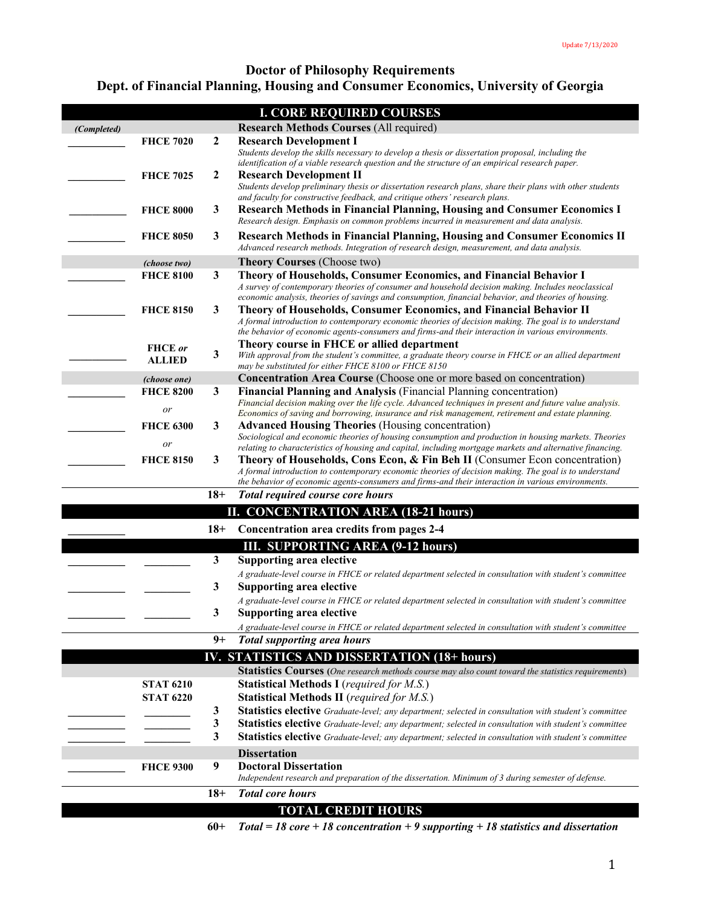Update 7/13/2020

# Doctor of Philosophy Requirements
## Dept. of Financial Planning, Housing and Consumer Economics, University of Georgia

| (Completed) | Course | Hours | Description |
|---|---|---|---|
| | | | **I. CORE REQUIRED COURSES** |
| *(Completed)* | | | **Research Methods Courses** (All required) |
| ________ | **FHCE 7020** | **2** | **Research Development I** *Students develop the skills necessary to develop a thesis or dissertation proposal, including the identification of a viable research question and the structure of an empirical research paper.* |
| ________ | **FHCE 7025** | **2** | **Research Development II** *Students develop preliminary thesis or dissertation research plans, share their plans with other students and faculty for constructive feedback, and critique others' research plans.* |
| ________ | **FHCE 8000** | **3** | **Research Methods in Financial Planning, Housing and Consumer Economics I** *Research design. Emphasis on common problems incurred in measurement and data analysis.* |
| ________ | **FHCE 8050** | **3** | **Research Methods in Financial Planning, Housing and Consumer Economics II** *Advanced research methods. Integration of research design, measurement, and data analysis.* |
| | *(choose two)* | | **Theory Courses** (Choose two) |
| ________ | **FHCE 8100** | **3** | **Theory of Households, Consumer Economics, and Financial Behavior I** *A survey of contemporary theories of consumer and household decision making. Includes neoclassical economic analysis, theories of savings and consumption, financial behavior, and theories of housing.* |
| ________ | **FHCE 8150** | **3** | **Theory of Households, Consumer Economics, and Financial Behavior II** *A formal introduction to contemporary economic theories of decision making. The goal is to understand the behavior of economic agents-consumers and firms-and their interaction in various environments.* |
| ________ | **FHCE *or* ALLIED** | **3** | **Theory course in FHCE or allied department** *With approval from the student's committee, a graduate theory course in FHCE or an allied department may be substituted for either FHCE 8100 or FHCE 8150* |
| | *(choose one)* | | **Concentration Area Course** (Choose one or more based on concentration) |
| ________ | **FHCE 8200** | **3** | **Financial Planning and Analysis** (Financial Planning concentration) *Financial decision making over the life cycle. Advanced techniques in present and future value analysis. Economics of saving and borrowing, insurance and risk management, retirement and estate planning.* |
| | *or* | | |
| ________ | **FHCE 6300** | **3** | **Advanced Housing Theories** (Housing concentration) *Sociological and economic theories of housing consumption and production in housing markets. Theories relating to characteristics of housing and capital, including mortgage markets and alternative financing.* |
| | *or* | | |
| ________ | **FHCE 8150** | **3** | **Theory of Households, Cons Econ, & Fin Beh II** (Consumer Econ concentration) *A formal introduction to contemporary economic theories of decision making. The goal is to understand the behavior of economic agents-consumers and firms-and their interaction in various environments.* |
| | | **18+** | ***Total required course core hours*** |
| | | | **II. CONCENTRATION AREA (18-21 hours)** |
| ________ | | **18+** | **Concentration area credits from pages 2-4** |
| | | | **III. SUPPORTING AREA (9-12 hours)** |
| ________ | ________ | **3** | **Supporting area elective** *A graduate-level course in FHCE or related department selected in consultation with student's committee* |
| ________ | ________ | **3** | **Supporting area elective** *A graduate-level course in FHCE or related department selected in consultation with student's committee* |
| ________ | ________ | **3** | **Supporting area elective** *A graduate-level course in FHCE or related department selected in consultation with student's committee* |
| | | **9+** | ***Total supporting area hours*** |
| | | | **IV. STATISTICS AND DISSERTATION (18+ hours)** |
| | | | **Statistics Courses** (*One research methods course may also count toward the statistics requirements*) |
| | **STAT 6210** | | **Statistical Methods I** (*required for M.S.*) |
| | **STAT 6220** | | **Statistical Methods II** (*required for M.S.*) |
| ________ | ________ | **3** | **Statistics elective** *Graduate-level; any department; selected in consultation with student's committee* |
| ________ | ________ | **3** | **Statistics elective** *Graduate-level; any department; selected in consultation with student's committee* |
| ________ | ________ | **3** | **Statistics elective** *Graduate-level; any department; selected in consultation with student's committee* |
| | | | **Dissertation** |
| ________ | **FHCE 9300** | **9** | **Doctoral Dissertation** *Independent research and preparation of the dissertation. Minimum of 3 during semester of defense.* |
| | | **18+** | ***Total core hours*** |
| | | | **TOTAL CREDIT HOURS** |
| | | **60+** | ***Total = 18 core + 18 concentration + 9 supporting + 18 statistics and dissertation*** |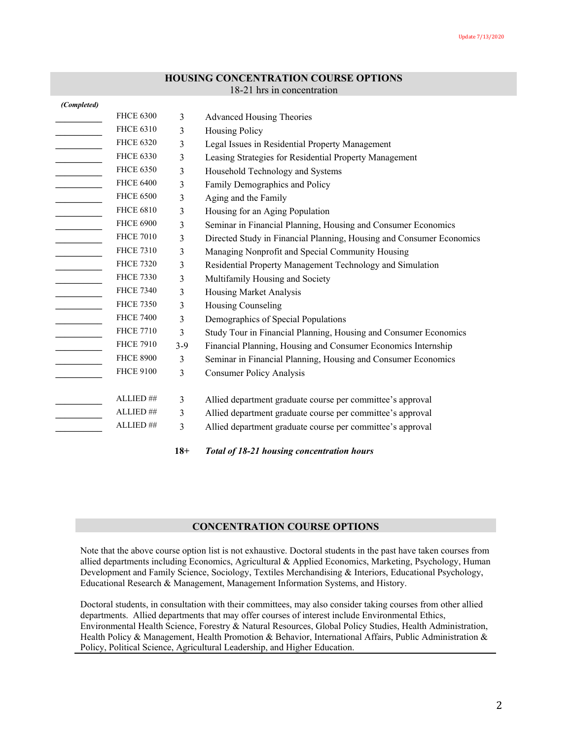## HOUSING CONCENTRATION COURSE OPTIONS

18-21 hrs in concentration

| *(Completed)* | | | |
|---|---|---|---|
| ______ | FHCE 6300 | 3 | Advanced Housing Theories |
| ______ | FHCE 6310 | 3 | Housing Policy |
| ______ | FHCE 6320 | 3 | Legal Issues in Residential Property Management |
| ______ | FHCE 6330 | 3 | Leasing Strategies for Residential Property Management |
| ______ | FHCE 6350 | 3 | Household Technology and Systems |
| ______ | FHCE 6400 | 3 | Family Demographics and Policy |
| ______ | FHCE 6500 | 3 | Aging and the Family |
| ______ | FHCE 6810 | 3 | Housing for an Aging Population |
| ______ | FHCE 6900 | 3 | Seminar in Financial Planning, Housing and Consumer Economics |
| ______ | FHCE 7010 | 3 | Directed Study in Financial Planning, Housing and Consumer Economics |
| ______ | FHCE 7310 | 3 | Managing Nonprofit and Special Community Housing |
| ______ | FHCE 7320 | 3 | Residential Property Management Technology and Simulation |
| ______ | FHCE 7330 | 3 | Multifamily Housing and Society |
| ______ | FHCE 7340 | 3 | Housing Market Analysis |
| ______ | FHCE 7350 | 3 | Housing Counseling |
| ______ | FHCE 7400 | 3 | Demographics of Special Populations |
| ______ | FHCE 7710 | 3 | Study Tour in Financial Planning, Housing and Consumer Economics |
| ______ | FHCE 7910 | 3-9 | Financial Planning, Housing and Consumer Economics Internship |
| ______ | FHCE 8900 | 3 | Seminar in Financial Planning, Housing and Consumer Economics |
| ______ | FHCE 9100 | 3 | Consumer Policy Analysis |
| ______ | ALLIED ## | 3 | Allied department graduate course per committee's approval |
| ______ | ALLIED ## | 3 | Allied department graduate course per committee's approval |
| ______ | ALLIED ## | 3 | Allied department graduate course per committee's approval |
| | | **18+** | ***Total of 18-21 housing concentration hours*** |

## CONCENTRATION COURSE OPTIONS

Note that the above course option list is not exhaustive. Doctoral students in the past have taken courses from allied departments including Economics, Agricultural & Applied Economics, Marketing, Psychology, Human Development and Family Science, Sociology, Textiles Merchandising & Interiors, Educational Psychology, Educational Research & Management, Management Information Systems, and History.

Doctoral students, in consultation with their committees, may also consider taking courses from other allied departments. Allied departments that may offer courses of interest include Environmental Ethics, Environmental Health Science, Forestry & Natural Resources, Global Policy Studies, Health Administration, Health Policy & Management, Health Promotion & Behavior, International Affairs, Public Administration & Policy, Political Science, Agricultural Leadership, and Higher Education.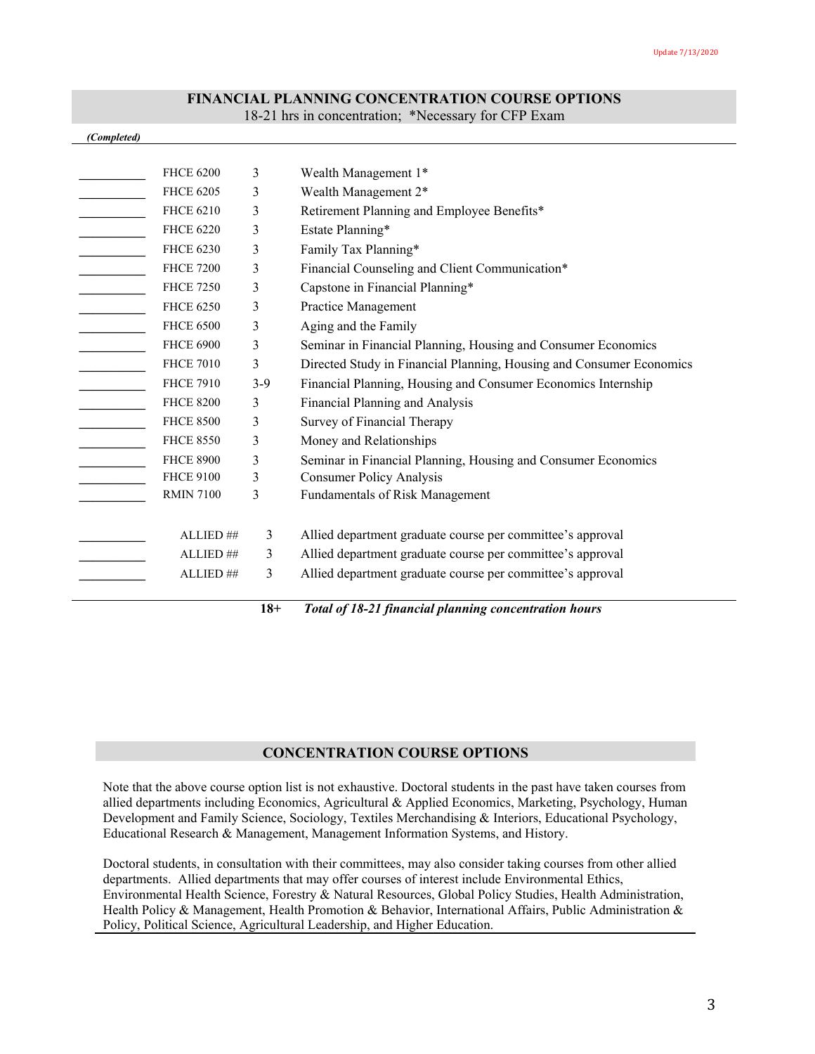Update 7/13/2020

## FINANCIAL PLANNING CONCENTRATION COURSE OPTIONS

18-21 hrs in concentration; *Necessary for CFP Exam

| *(Completed)* | Course | Hours | Title |
|---|---|---|---|
| ________ | FHCE 6200 | 3 | Wealth Management 1* |
| ________ | FHCE 6205 | 3 | Wealth Management 2* |
| ________ | FHCE 6210 | 3 | Retirement Planning and Employee Benefits* |
| ________ | FHCE 6220 | 3 | Estate Planning* |
| ________ | FHCE 6230 | 3 | Family Tax Planning* |
| ________ | FHCE 7200 | 3 | Financial Counseling and Client Communication* |
| ________ | FHCE 7250 | 3 | Capstone in Financial Planning* |
| ________ | FHCE 6250 | 3 | Practice Management |
| ________ | FHCE 6500 | 3 | Aging and the Family |
| ________ | FHCE 6900 | 3 | Seminar in Financial Planning, Housing and Consumer Economics |
| ________ | FHCE 7010 | 3 | Directed Study in Financial Planning, Housing and Consumer Economics |
| ________ | FHCE 7910 | 3-9 | Financial Planning, Housing and Consumer Economics Internship |
| ________ | FHCE 8200 | 3 | Financial Planning and Analysis |
| ________ | FHCE 8500 | 3 | Survey of Financial Therapy |
| ________ | FHCE 8550 | 3 | Money and Relationships |
| ________ | FHCE 8900 | 3 | Seminar in Financial Planning, Housing and Consumer Economics |
| ________ | FHCE 9100 | 3 | Consumer Policy Analysis |
| ________ | RMIN 7100 | 3 | Fundamentals of Risk Management |
| ________ | ALLIED ## | 3 | Allied department graduate course per committee's approval |
| ________ | ALLIED ## | 3 | Allied department graduate course per committee's approval |
| ________ | ALLIED ## | 3 | Allied department graduate course per committee's approval |
| | | **18+** | ***Total of 18-21 financial planning concentration hours*** |

## CONCENTRATION COURSE OPTIONS

Note that the above course option list is not exhaustive. Doctoral students in the past have taken courses from allied departments including Economics, Agricultural & Applied Economics, Marketing, Psychology, Human Development and Family Science, Sociology, Textiles Merchandising & Interiors, Educational Psychology, Educational Research & Management, Management Information Systems, and History.

Doctoral students, in consultation with their committees, may also consider taking courses from other allied departments. Allied departments that may offer courses of interest include Environmental Ethics, Environmental Health Science, Forestry & Natural Resources, Global Policy Studies, Health Administration, Health Policy & Management, Health Promotion & Behavior, International Affairs, Public Administration & Policy, Political Science, Agricultural Leadership, and Higher Education.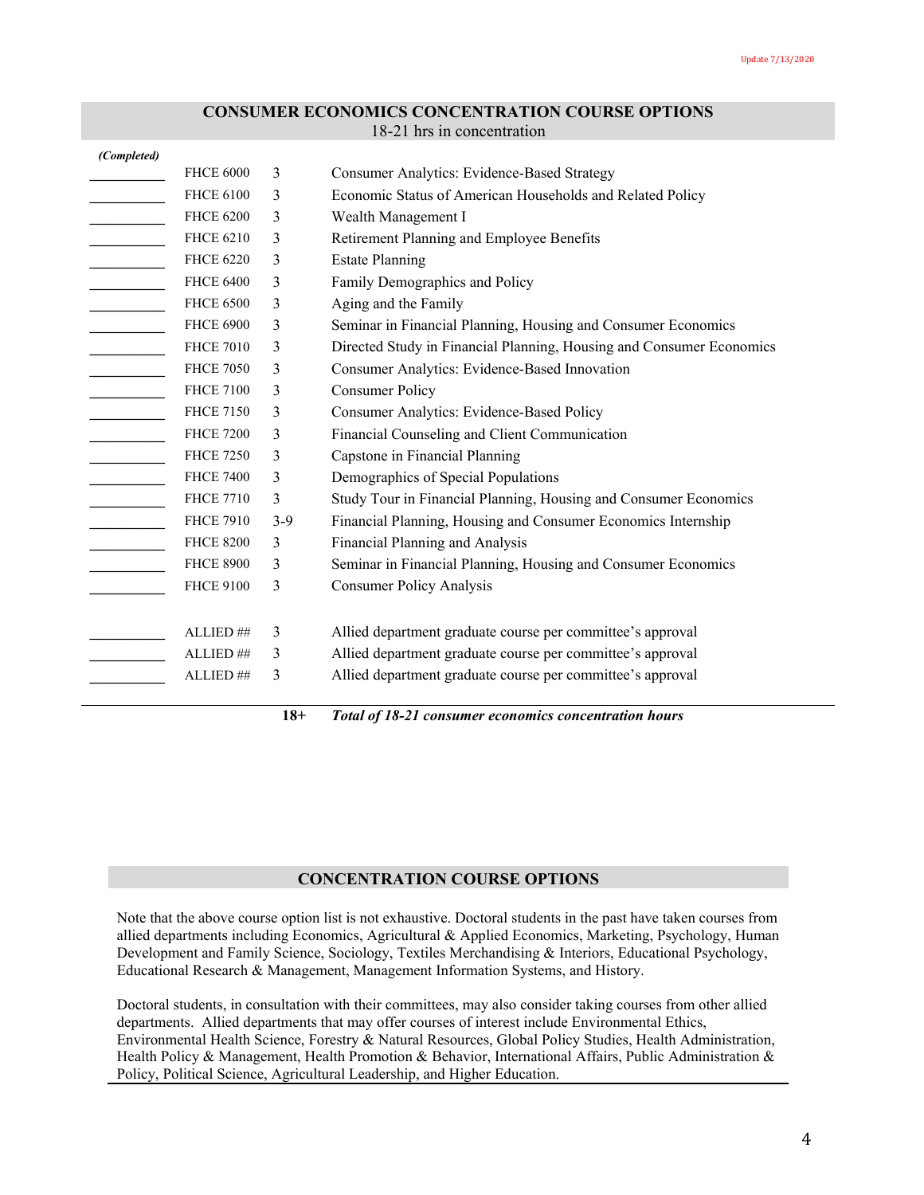## CONSUMER ECONOMICS CONCENTRATION COURSE OPTIONS

18-21 hrs in concentration

| *(Completed)* | | | |
|---|---|---|---|
| ________ | FHCE 6000 | 3 | Consumer Analytics: Evidence-Based Strategy |
| ________ | FHCE 6100 | 3 | Economic Status of American Households and Related Policy |
| ________ | FHCE 6200 | 3 | Wealth Management I |
| ________ | FHCE 6210 | 3 | Retirement Planning and Employee Benefits |
| ________ | FHCE 6220 | 3 | Estate Planning |
| ________ | FHCE 6400 | 3 | Family Demographics and Policy |
| ________ | FHCE 6500 | 3 | Aging and the Family |
| ________ | FHCE 6900 | 3 | Seminar in Financial Planning, Housing and Consumer Economics |
| ________ | FHCE 7010 | 3 | Directed Study in Financial Planning, Housing and Consumer Economics |
| ________ | FHCE 7050 | 3 | Consumer Analytics: Evidence-Based Innovation |
| ________ | FHCE 7100 | 3 | Consumer Policy |
| ________ | FHCE 7150 | 3 | Consumer Analytics: Evidence-Based Policy |
| ________ | FHCE 7200 | 3 | Financial Counseling and Client Communication |
| ________ | FHCE 7250 | 3 | Capstone in Financial Planning |
| ________ | FHCE 7400 | 3 | Demographics of Special Populations |
| ________ | FHCE 7710 | 3 | Study Tour in Financial Planning, Housing and Consumer Economics |
| ________ | FHCE 7910 | 3-9 | Financial Planning, Housing and Consumer Economics Internship |
| ________ | FHCE 8200 | 3 | Financial Planning and Analysis |
| ________ | FHCE 8900 | 3 | Seminar in Financial Planning, Housing and Consumer Economics |
| ________ | FHCE 9100 | 3 | Consumer Policy Analysis |
| ________ | ALLIED ## | 3 | Allied department graduate course per committee's approval |
| ________ | ALLIED ## | 3 | Allied department graduate course per committee's approval |
| ________ | ALLIED ## | 3 | Allied department graduate course per committee's approval |
| | | **18+** | ***Total of 18-21 consumer economics concentration hours*** |

## CONCENTRATION COURSE OPTIONS

Note that the above course option list is not exhaustive. Doctoral students in the past have taken courses from allied departments including Economics, Agricultural & Applied Economics, Marketing, Psychology, Human Development and Family Science, Sociology, Textiles Merchandising & Interiors, Educational Psychology, Educational Research & Management, Management Information Systems, and History.

Doctoral students, in consultation with their committees, may also consider taking courses from other allied departments. Allied departments that may offer courses of interest include Environmental Ethics, Environmental Health Science, Forestry & Natural Resources, Global Policy Studies, Health Administration, Health Policy & Management, Health Promotion & Behavior, International Affairs, Public Administration & Policy, Political Science, Agricultural Leadership, and Higher Education.